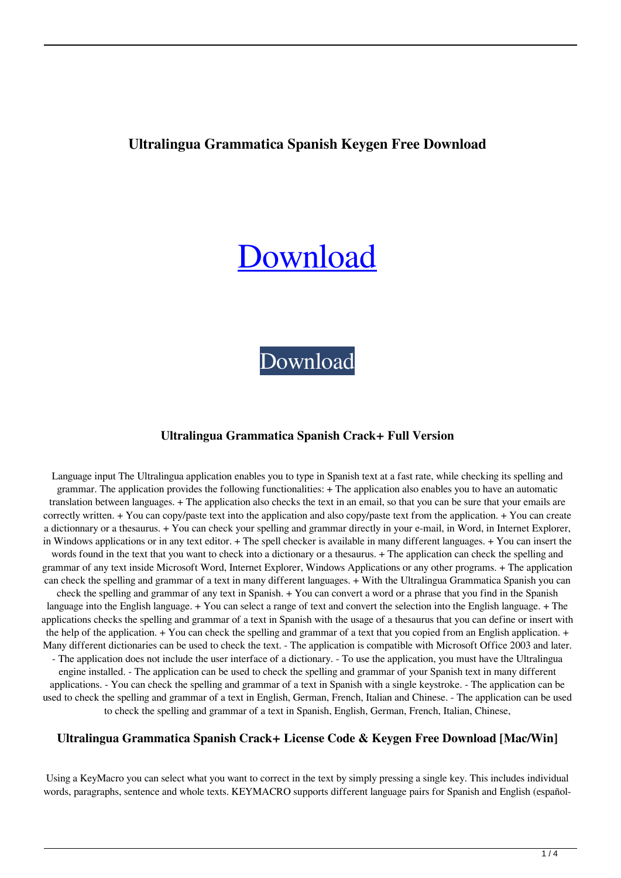# Ultralingua Grammatica Spanish Keygen Free Download

[Download](#)

[Download](#)

## Ultralingua Grammatica Spanish Crack+ Full Version

Language input The Ultralingua application enables you to type in Spanish text at a fast rate, while checking its spelling and grammar. The application provides the following functionalities: + The application also enables you to have an automatic translation between languages. + The application also checks the text in an email, so that you can be sure that your emails are correctly written. + You can copy/paste text into the application and also copy/paste text from the application. + You can create a dictionnary or a thesaurus. + You can check your spelling and grammar directly in your e-mail, in Word, in Internet Explorer, in Windows applications or in any text editor. + The spell checker is available in many different languages. + You can insert the words found in the text that you want to check into a dictionary or a thesaurus. + The application can check the spelling and grammar of any text inside Microsoft Word, Internet Explorer, Windows Applications or any other programs. + The application can check the spelling and grammar of a text in many different languages. + With the Ultralingua Grammatica Spanish you can check the spelling and grammar of any text in Spanish. + You can convert a word or a phrase that you find in the Spanish language into the English language. + You can select a range of text and convert the selection into the English language. + The applications checks the spelling and grammar of a text in Spanish with the usage of a thesaurus that you can define or insert with the help of the application. + You can check the spelling and grammar of a text that you copied from an English application. + Many different dictionaries can be used to check the text. - The application is compatible with Microsoft Office 2003 and later. - The application does not include the user interface of a dictionary. - To use the application, you must have the Ultralingua engine installed. - The application can be used to check the spelling and grammar of your Spanish text in many different applications. - You can check the spelling and grammar of a text in Spanish with a single keystroke. - The application can be used to check the spelling and grammar of a text in English, German, French, Italian and Chinese. - The application can be used to check the spelling and grammar of a text in Spanish, English, German, French, Italian, Chinese,

## Ultralingua Grammatica Spanish Crack+ License Code & Keygen Free Download [Mac/Win]

Using a KeyMacro you can select what you want to correct in the text by simply pressing a single key. This includes individual words, paragraphs, sentence and whole texts. KEYMACRO supports different language pairs for Spanish and English (español-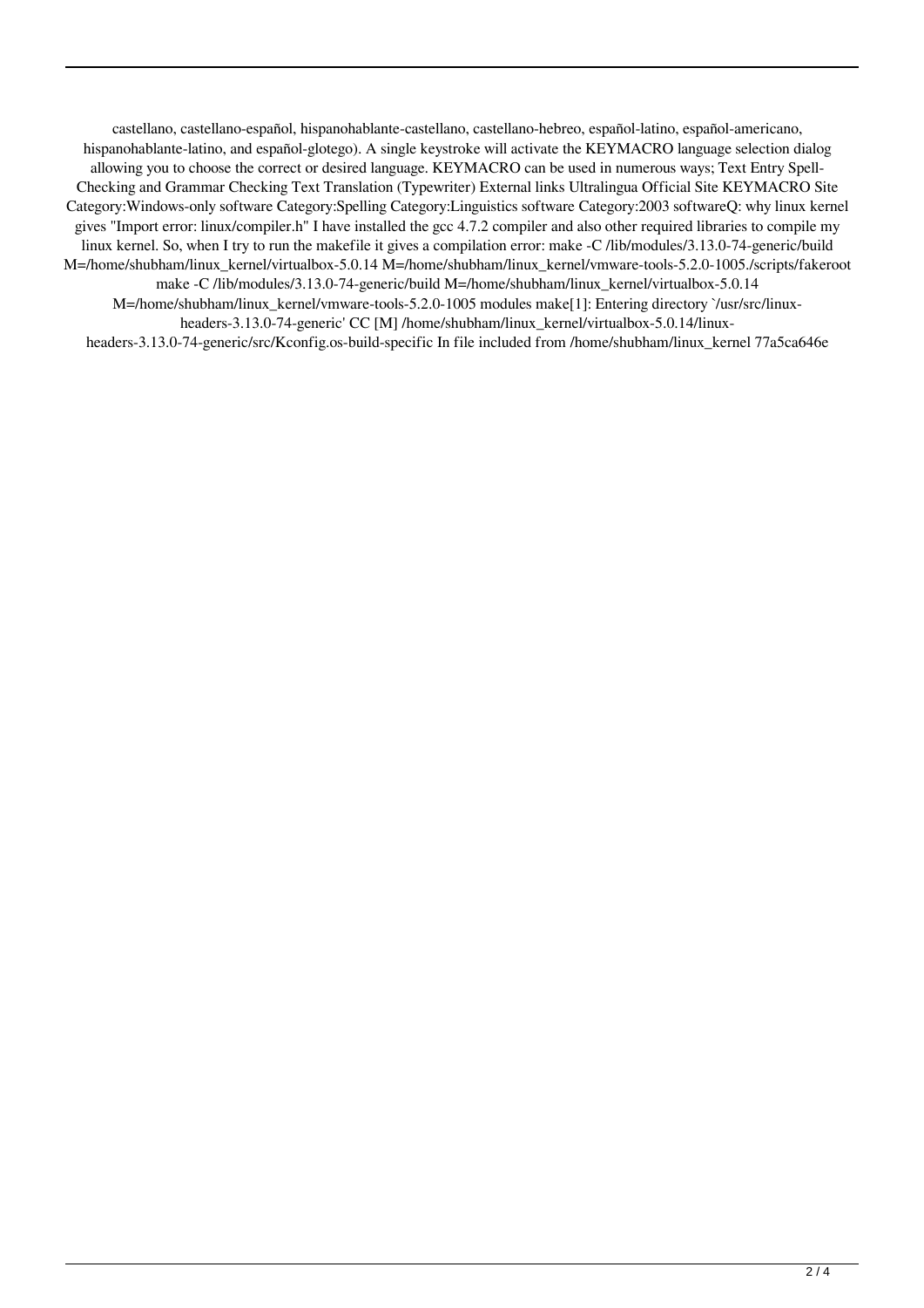castellano, castellano-español, hispanohablante-castellano, castellano-hebreo, español-latino, español-americano, hispanohablante-latino, and español-glotego). A single keystroke will activate the KEYMACRO language selection dialog allowing you to choose the correct or desired language. KEYMACRO can be used in numerous ways; Text Entry Spell-Checking and Grammar Checking Text Translation (Typewriter) External links Ultralingua Official Site KEYMACRO Site Category:Windows-only software Category:Spelling Category:Linguistics software Category:2003 softwareQ: why linux kernel gives "Import error: linux/compiler.h" I have installed the gcc 4.7.2 compiler and also other required libraries to compile my linux kernel. So, when I try to run the makefile it gives a compilation error: make -C /lib/modules/3.13.0-74-generic/build M=/home/shubham/linux_kernel/virtualbox-5.0.14 M=/home/shubham/linux_kernel/vmware-tools-5.2.0-1005./scripts/fakeroot make -C /lib/modules/3.13.0-74-generic/build M=/home/shubham/linux_kernel/virtualbox-5.0.14 M=/home/shubham/linux_kernel/vmware-tools-5.2.0-1005 modules make[1]: Entering directory `/usr/src/linux-headers-3.13.0-74-generic' CC [M] /home/shubham/linux_kernel/virtualbox-5.0.14/linux-headers-3.13.0-74-generic/src/Kconfig.os-build-specific In file included from /home/shubham/linux_kernel 77a5ca646e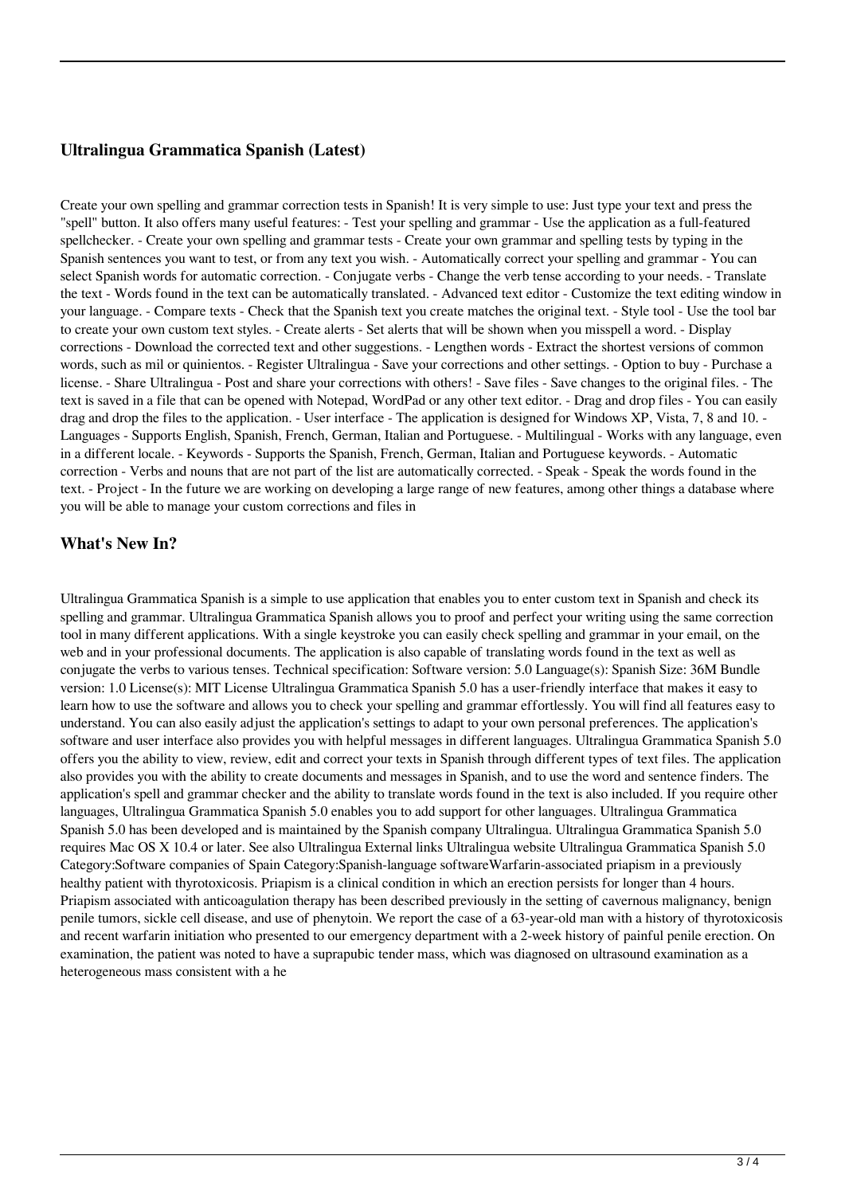## Ultralingua Grammatica Spanish (Latest)

Create your own spelling and grammar correction tests in Spanish! It is very simple to use: Just type your text and press the "spell" button. It also offers many useful features: - Test your spelling and grammar - Use the application as a full-featured spellchecker. - Create your own spelling and grammar tests - Create your own grammar and spelling tests by typing in the Spanish sentences you want to test, or from any text you wish. - Automatically correct your spelling and grammar - You can select Spanish words for automatic correction. - Conjugate verbs - Change the verb tense according to your needs. - Translate the text - Words found in the text can be automatically translated. - Advanced text editor - Customize the text editing window in your language. - Compare texts - Check that the Spanish text you create matches the original text. - Style tool - Use the tool bar to create your own custom text styles. - Create alerts - Set alerts that will be shown when you misspell a word. - Display corrections - Download the corrected text and other suggestions. - Lengthen words - Extract the shortest versions of common words, such as mil or quinientos. - Register Ultralingua - Save your corrections and other settings. - Option to buy - Purchase a license. - Share Ultralingua - Post and share your corrections with others! - Save files - Save changes to the original files. - The text is saved in a file that can be opened with Notepad, WordPad or any other text editor. - Drag and drop files - You can easily drag and drop the files to the application. - User interface - The application is designed for Windows XP, Vista, 7, 8 and 10. - Languages - Supports English, Spanish, French, German, Italian and Portuguese. - Multilingual - Works with any language, even in a different locale. - Keywords - Supports the Spanish, French, German, Italian and Portuguese keywords. - Automatic correction - Verbs and nouns that are not part of the list are automatically corrected. - Speak - Speak the words found in the text. - Project - In the future we are working on developing a large range of new features, among other things a database where you will be able to manage your custom corrections and files in

## What's New In?

Ultralingua Grammatica Spanish is a simple to use application that enables you to enter custom text in Spanish and check its spelling and grammar. Ultralingua Grammatica Spanish allows you to proof and perfect your writing using the same correction tool in many different applications. With a single keystroke you can easily check spelling and grammar in your email, on the web and in your professional documents. The application is also capable of translating words found in the text as well as conjugate the verbs to various tenses. Technical specification: Software version: 5.0 Language(s): Spanish Size: 36M Bundle version: 1.0 License(s): MIT License Ultralingua Grammatica Spanish 5.0 has a user-friendly interface that makes it easy to learn how to use the software and allows you to check your spelling and grammar effortlessly. You will find all features easy to understand. You can also easily adjust the application's settings to adapt to your own personal preferences. The application's software and user interface also provides you with helpful messages in different languages. Ultralingua Grammatica Spanish 5.0 offers you the ability to view, review, edit and correct your texts in Spanish through different types of text files. The application also provides you with the ability to create documents and messages in Spanish, and to use the word and sentence finders. The application's spell and grammar checker and the ability to translate words found in the text is also included. If you require other languages, Ultralingua Grammatica Spanish 5.0 enables you to add support for other languages. Ultralingua Grammatica Spanish 5.0 has been developed and is maintained by the Spanish company Ultralingua. Ultralingua Grammatica Spanish 5.0 requires Mac OS X 10.4 or later. See also Ultralingua External links Ultralingua website Ultralingua Grammatica Spanish 5.0 Category:Software companies of Spain Category:Spanish-language softwareWarfarin-associated priapism in a previously healthy patient with thyrotoxicosis. Priapism is a clinical condition in which an erection persists for longer than 4 hours. Priapism associated with anticoagulation therapy has been described previously in the setting of cavernous malignancy, benign penile tumors, sickle cell disease, and use of phenytoin. We report the case of a 63-year-old man with a history of thyrotoxicosis and recent warfarin initiation who presented to our emergency department with a 2-week history of painful penile erection. On examination, the patient was noted to have a suprapubic tender mass, which was diagnosed on ultrasound examination as a heterogeneous mass consistent with a he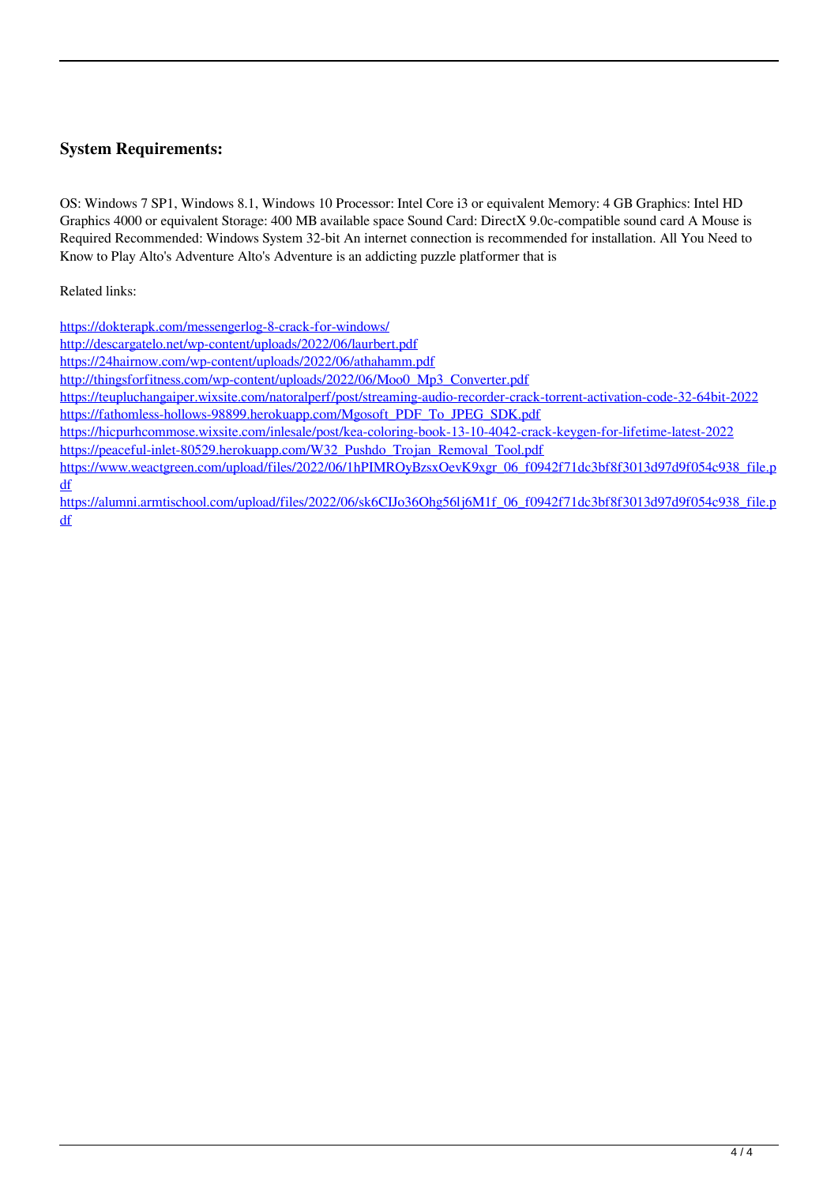## System Requirements:

OS: Windows 7 SP1, Windows 8.1, Windows 10 Processor: Intel Core i3 or equivalent Memory: 4 GB Graphics: Intel HD Graphics 4000 or equivalent Storage: 400 MB available space Sound Card: DirectX 9.0c-compatible sound card A Mouse is Required Recommended: Windows System 32-bit An internet connection is recommended for installation. All You Need to Know to Play Alto's Adventure Alto's Adventure is an addicting puzzle platformer that is

Related links:

https://dokterapk.com/messengerlog-8-crack-for-windows/
http://descargatelo.net/wp-content/uploads/2022/06/laurbert.pdf
https://24hairnow.com/wp-content/uploads/2022/06/athahamm.pdf
http://thingsforfitness.com/wp-content/uploads/2022/06/Moo0_Mp3_Converter.pdf
https://teupluchangaiper.wixsite.com/natoralperf/post/streaming-audio-recorder-crack-torrent-activation-code-32-64bit-2022
https://fathomless-hollows-98899.herokuapp.com/Mgosoft_PDF_To_JPEG_SDK.pdf
https://hicpurhcommose.wixsite.com/inlesale/post/kea-coloring-book-13-10-4042-crack-keygen-for-lifetime-latest-2022
https://peaceful-inlet-80529.herokuapp.com/W32_Pushdo_Trojan_Removal_Tool.pdf
https://www.weactgreen.com/upload/files/2022/06/1hPIMROyBzsxOevK9xgr_06_f0942f71dc3bf8f3013d97d9f054c938_file.pdf
https://alumni.armtischool.com/upload/files/2022/06/sk6CIJo36Ohg56lj6M1f_06_f0942f71dc3bf8f3013d97d9f054c938_file.pdf